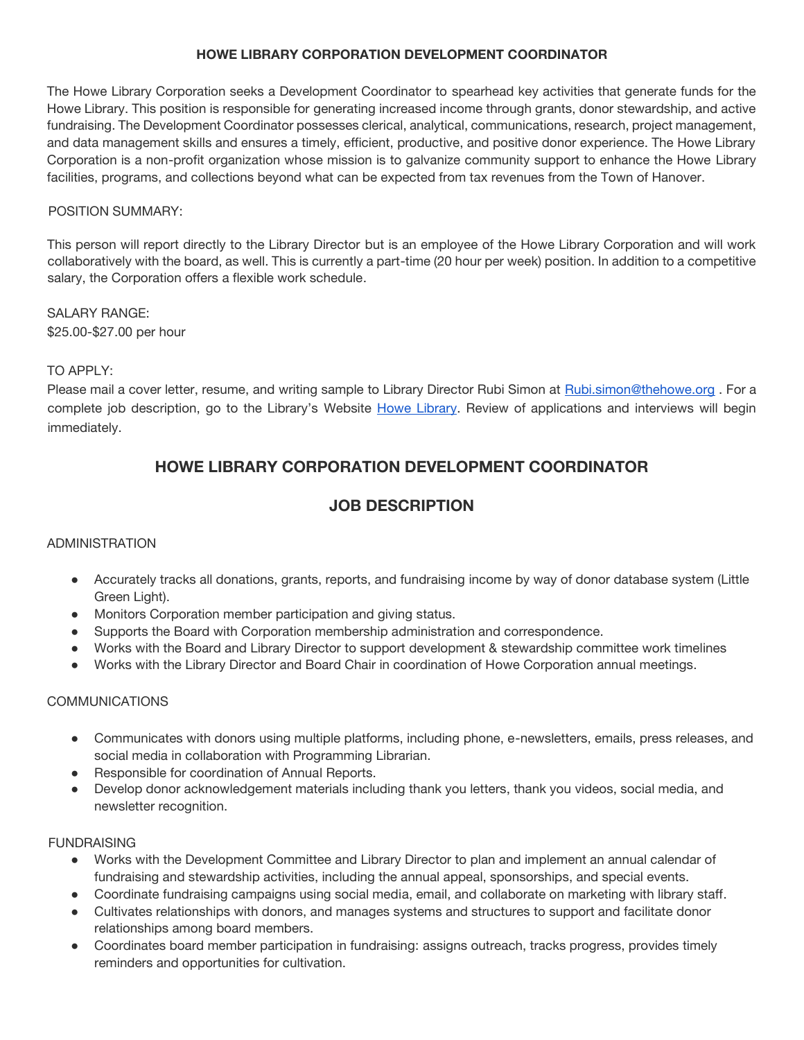**HOWE LIBRARY CORPORATION DEVELOPMENT COORDINATOR**

The Howe Library Corporation seeks a Development Coordinator to spearhead key activities that generate funds for the Howe Library. This position is responsible for generating increased income through grants, donor stewardship, and active fundraising. The Development Coordinator possesses clerical, analytical, communications, research, project management, and data management skills and ensures a timely, efficient, productive, and positive donor experience. The Howe Library Corporation is a non-profit organization whose mission is to galvanize community support to enhance the Howe Library facilities, programs, and collections beyond what can be expected from tax revenues from the Town of Hanover.

POSITION SUMMARY:

This person will report directly to the Library Director but is an employee of the Howe Library Corporation and will work collaboratively with the board, as well. This is currently a part-time (20 hour per week) position. In addition to a competitive salary, the Corporation offers a flexible work schedule.

SALARY RANGE:
$25.00-$27.00 per hour

TO APPLY:
Please mail a cover letter, resume, and writing sample to Library Director Rubi Simon at Rubi.simon@thehowe.org . For a complete job description, go to the Library's Website Howe Library. Review of applications and interviews will begin immediately.

# HOWE LIBRARY CORPORATION DEVELOPMENT COORDINATOR

## JOB DESCRIPTION

ADMINISTRATION

- Accurately tracks all donations, grants, reports, and fundraising income by way of donor database system (Little Green Light).
- Monitors Corporation member participation and giving status.
- Supports the Board with Corporation membership administration and correspondence.
- Works with the Board and Library Director to support development & stewardship committee work timelines
- Works with the Library Director and Board Chair in coordination of Howe Corporation annual meetings.

COMMUNICATIONS

- Communicates with donors using multiple platforms, including phone, e-newsletters, emails, press releases, and social media in collaboration with Programming Librarian.
- Responsible for coordination of Annual Reports.
- Develop donor acknowledgement materials including thank you letters, thank you videos, social media, and newsletter recognition.

FUNDRAISING

- Works with the Development Committee and Library Director to plan and implement an annual calendar of fundraising and stewardship activities, including the annual appeal, sponsorships, and special events.
- Coordinate fundraising campaigns using social media, email, and collaborate on marketing with library staff.
- Cultivates relationships with donors, and manages systems and structures to support and facilitate donor relationships among board members.
- Coordinates board member participation in fundraising: assigns outreach, tracks progress, provides timely reminders and opportunities for cultivation.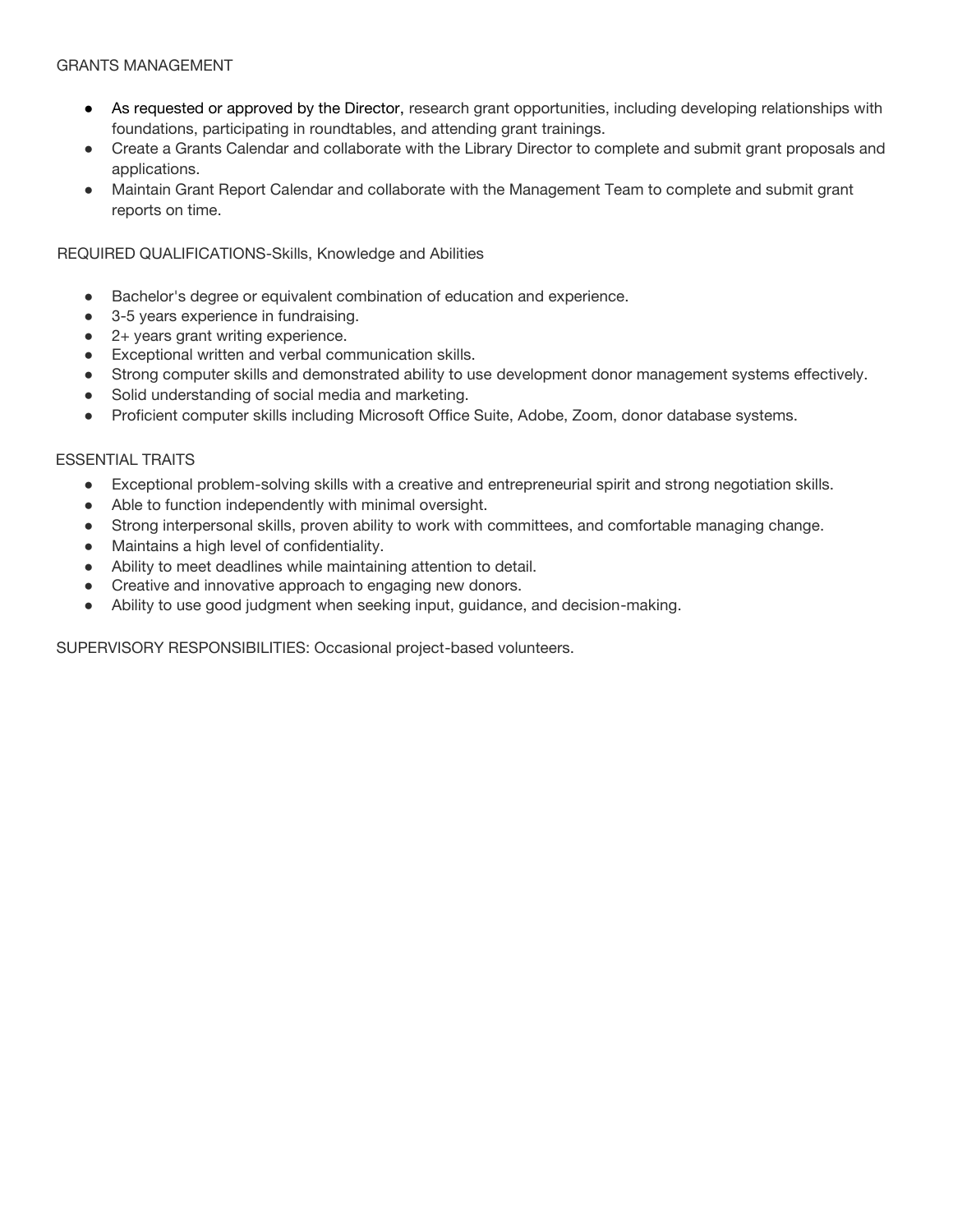## GRANTS MANAGEMENT

- As requested or approved by the Director, research grant opportunities, including developing relationships with foundations, participating in roundtables, and attending grant trainings.
- Create a Grants Calendar and collaborate with the Library Director to complete and submit grant proposals and applications.
- Maintain Grant Report Calendar and collaborate with the Management Team to complete and submit grant reports on time.

## REQUIRED QUALIFICATIONS-Skills, Knowledge and Abilities

- Bachelor's degree or equivalent combination of education and experience.
- 3-5 years experience in fundraising.
- 2+ years grant writing experience.
- Exceptional written and verbal communication skills.
- Strong computer skills and demonstrated ability to use development donor management systems effectively.
- Solid understanding of social media and marketing.
- Proficient computer skills including Microsoft Office Suite, Adobe, Zoom, donor database systems.

## ESSENTIAL TRAITS

- Exceptional problem-solving skills with a creative and entrepreneurial spirit and strong negotiation skills.
- Able to function independently with minimal oversight.
- Strong interpersonal skills, proven ability to work with committees, and comfortable managing change.
- Maintains a high level of confidentiality.
- Ability to meet deadlines while maintaining attention to detail.
- Creative and innovative approach to engaging new donors.
- Ability to use good judgment when seeking input, guidance, and decision-making.

SUPERVISORY RESPONSIBILITIES: Occasional project-based volunteers.